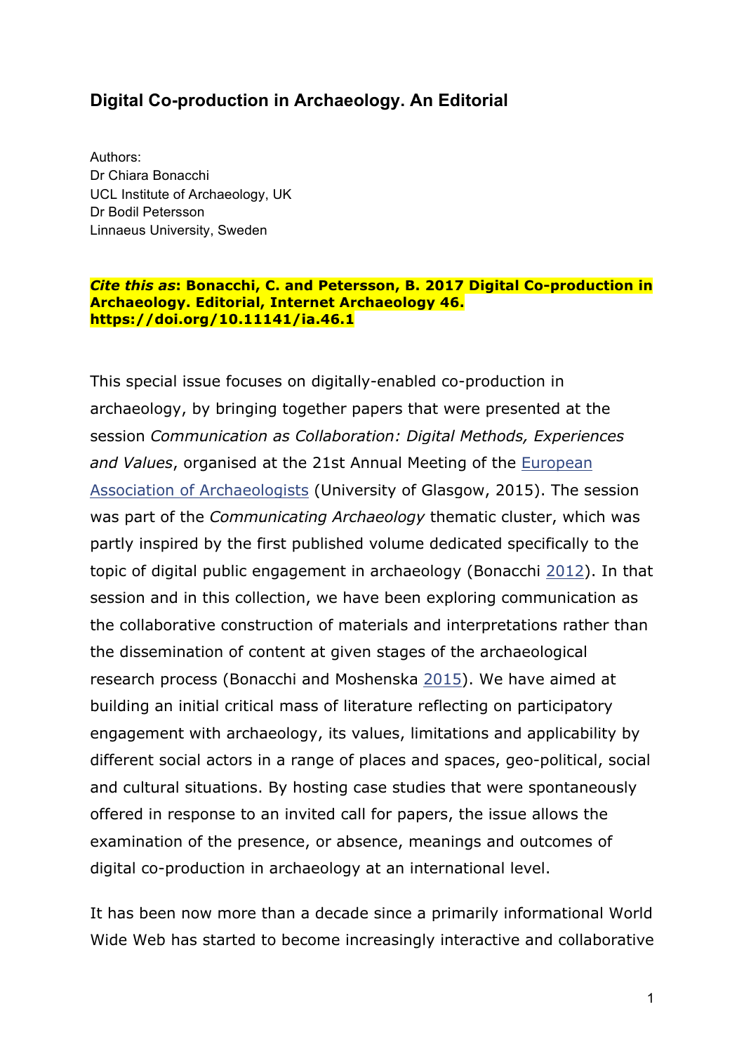# Digital Co-production in Archaeology. An Editorial

Authors:
Dr Chiara Bonacchi
UCL Institute of Archaeology, UK
Dr Bodil Petersson
Linnaeus University, Sweden

***Cite this as*: Bonacchi, C. and Petersson, B. 2017 Digital Co-production in Archaeology. Editorial, Internet Archaeology 46. https://doi.org/10.11141/ia.46.1**

This special issue focuses on digitally-enabled co-production in archaeology, by bringing together papers that were presented at the session *Communication as Collaboration: Digital Methods, Experiences and Values*, organised at the 21st Annual Meeting of the European Association of Archaeologists (University of Glasgow, 2015). The session was part of the *Communicating Archaeology* thematic cluster, which was partly inspired by the first published volume dedicated specifically to the topic of digital public engagement in archaeology (Bonacchi 2012). In that session and in this collection, we have been exploring communication as the collaborative construction of materials and interpretations rather than the dissemination of content at given stages of the archaeological research process (Bonacchi and Moshenska 2015). We have aimed at building an initial critical mass of literature reflecting on participatory engagement with archaeology, its values, limitations and applicability by different social actors in a range of places and spaces, geo-political, social and cultural situations. By hosting case studies that were spontaneously offered in response to an invited call for papers, the issue allows the examination of the presence, or absence, meanings and outcomes of digital co-production in archaeology at an international level.

It has been now more than a decade since a primarily informational World Wide Web has started to become increasingly interactive and collaborative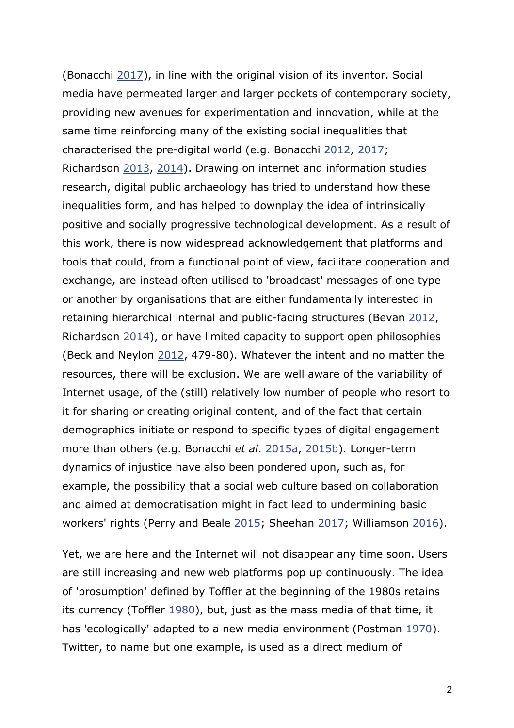(Bonacchi 2017), in line with the original vision of its inventor. Social media have permeated larger and larger pockets of contemporary society, providing new avenues for experimentation and innovation, while at the same time reinforcing many of the existing social inequalities that characterised the pre-digital world (e.g. Bonacchi 2012, 2017; Richardson 2013, 2014). Drawing on internet and information studies research, digital public archaeology has tried to understand how these inequalities form, and has helped to downplay the idea of intrinsically positive and socially progressive technological development. As a result of this work, there is now widespread acknowledgement that platforms and tools that could, from a functional point of view, facilitate cooperation and exchange, are instead often utilised to 'broadcast' messages of one type or another by organisations that are either fundamentally interested in retaining hierarchical internal and public-facing structures (Bevan 2012, Richardson 2014), or have limited capacity to support open philosophies (Beck and Neylon 2012, 479-80). Whatever the intent and no matter the resources, there will be exclusion. We are well aware of the variability of Internet usage, of the (still) relatively low number of people who resort to it for sharing or creating original content, and of the fact that certain demographics initiate or respond to specific types of digital engagement more than others (e.g. Bonacchi *et al*. 2015a, 2015b). Longer-term dynamics of injustice have also been pondered upon, such as, for example, the possibility that a social web culture based on collaboration and aimed at democratisation might in fact lead to undermining basic workers' rights (Perry and Beale 2015; Sheehan 2017; Williamson 2016).

Yet, we are here and the Internet will not disappear any time soon. Users are still increasing and new web platforms pop up continuously. The idea of 'prosumption' defined by Toffler at the beginning of the 1980s retains its currency (Toffler 1980), but, just as the mass media of that time, it has 'ecologically' adapted to a new media environment (Postman 1970). Twitter, to name but one example, is used as a direct medium of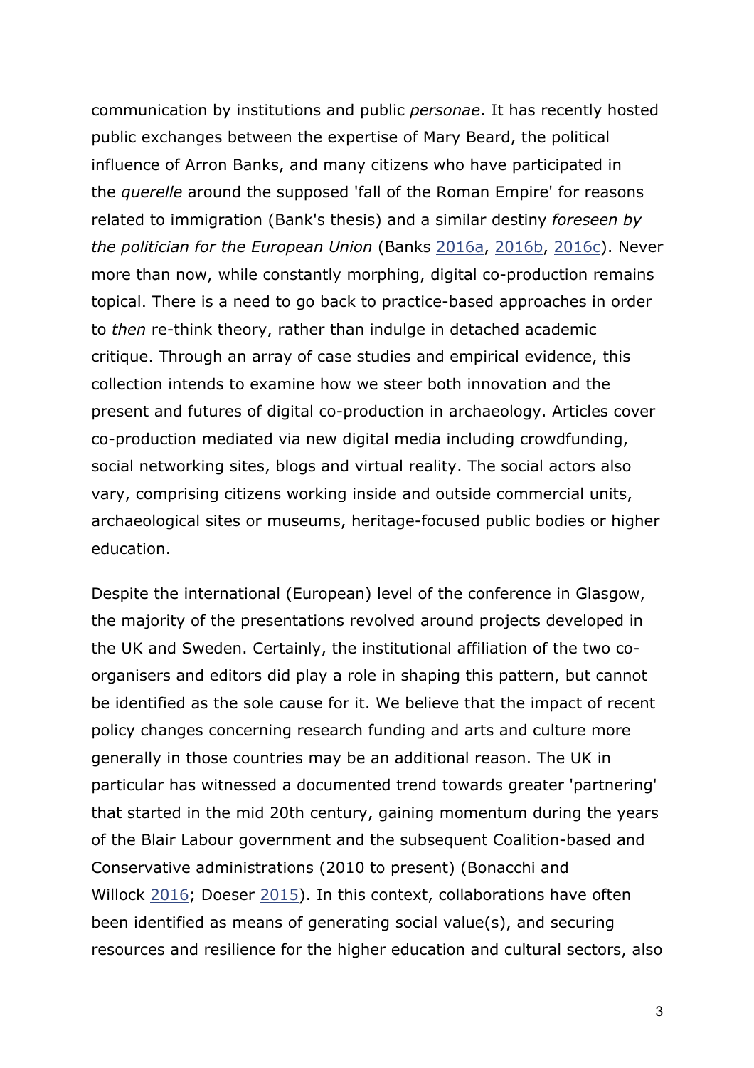communication by institutions and public *personae*. It has recently hosted public exchanges between the expertise of Mary Beard, the political influence of Arron Banks, and many citizens who have participated in the *querelle* around the supposed 'fall of the Roman Empire' for reasons related to immigration (Bank's thesis) and a similar destiny *foreseen by the politician for the European Union* (Banks 2016a, 2016b, 2016c). Never more than now, while constantly morphing, digital co-production remains topical. There is a need to go back to practice-based approaches in order to *then* re-think theory, rather than indulge in detached academic critique. Through an array of case studies and empirical evidence, this collection intends to examine how we steer both innovation and the present and futures of digital co-production in archaeology. Articles cover co-production mediated via new digital media including crowdfunding, social networking sites, blogs and virtual reality. The social actors also vary, comprising citizens working inside and outside commercial units, archaeological sites or museums, heritage-focused public bodies or higher education.

Despite the international (European) level of the conference in Glasgow, the majority of the presentations revolved around projects developed in the UK and Sweden. Certainly, the institutional affiliation of the two co-organisers and editors did play a role in shaping this pattern, but cannot be identified as the sole cause for it. We believe that the impact of recent policy changes concerning research funding and arts and culture more generally in those countries may be an additional reason. The UK in particular has witnessed a documented trend towards greater 'partnering' that started in the mid 20th century, gaining momentum during the years of the Blair Labour government and the subsequent Coalition-based and Conservative administrations (2010 to present) (Bonacchi and Willock 2016; Doeser 2015). In this context, collaborations have often been identified as means of generating social value(s), and securing resources and resilience for the higher education and cultural sectors, also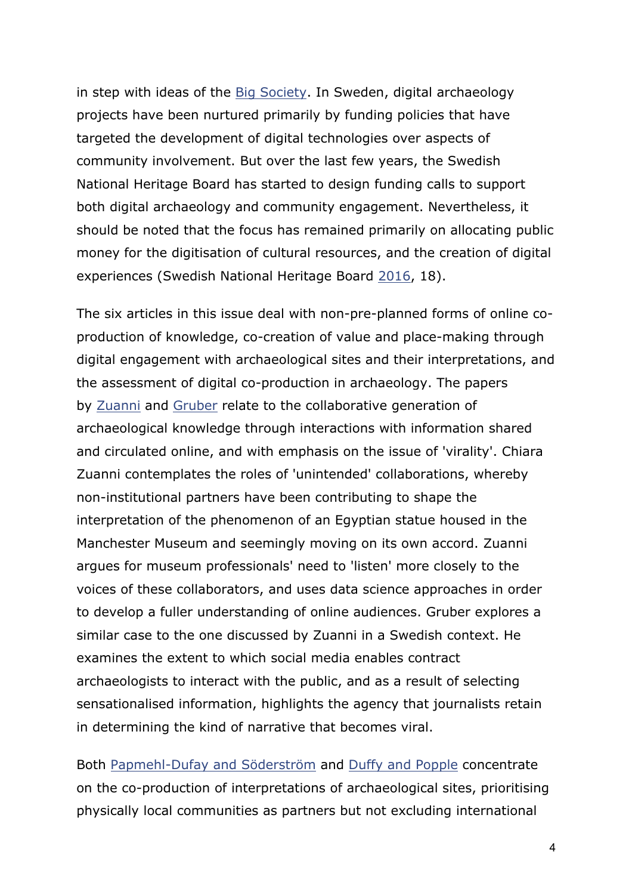in step with ideas of the Big Society. In Sweden, digital archaeology projects have been nurtured primarily by funding policies that have targeted the development of digital technologies over aspects of community involvement. But over the last few years, the Swedish National Heritage Board has started to design funding calls to support both digital archaeology and community engagement. Nevertheless, it should be noted that the focus has remained primarily on allocating public money for the digitisation of cultural resources, and the creation of digital experiences (Swedish National Heritage Board 2016, 18).

The six articles in this issue deal with non-pre-planned forms of online co-production of knowledge, co-creation of value and place-making through digital engagement with archaeological sites and their interpretations, and the assessment of digital co-production in archaeology. The papers by Zuanni and Gruber relate to the collaborative generation of archaeological knowledge through interactions with information shared and circulated online, and with emphasis on the issue of 'virality'. Chiara Zuanni contemplates the roles of 'unintended' collaborations, whereby non-institutional partners have been contributing to shape the interpretation of the phenomenon of an Egyptian statue housed in the Manchester Museum and seemingly moving on its own accord. Zuanni argues for museum professionals' need to 'listen' more closely to the voices of these collaborators, and uses data science approaches in order to develop a fuller understanding of online audiences. Gruber explores a similar case to the one discussed by Zuanni in a Swedish context. He examines the extent to which social media enables contract archaeologists to interact with the public, and as a result of selecting sensationalised information, highlights the agency that journalists retain in determining the kind of narrative that becomes viral.

Both Papmehl-Dufay and Söderström and Duffy and Popple concentrate on the co-production of interpretations of archaeological sites, prioritising physically local communities as partners but not excluding international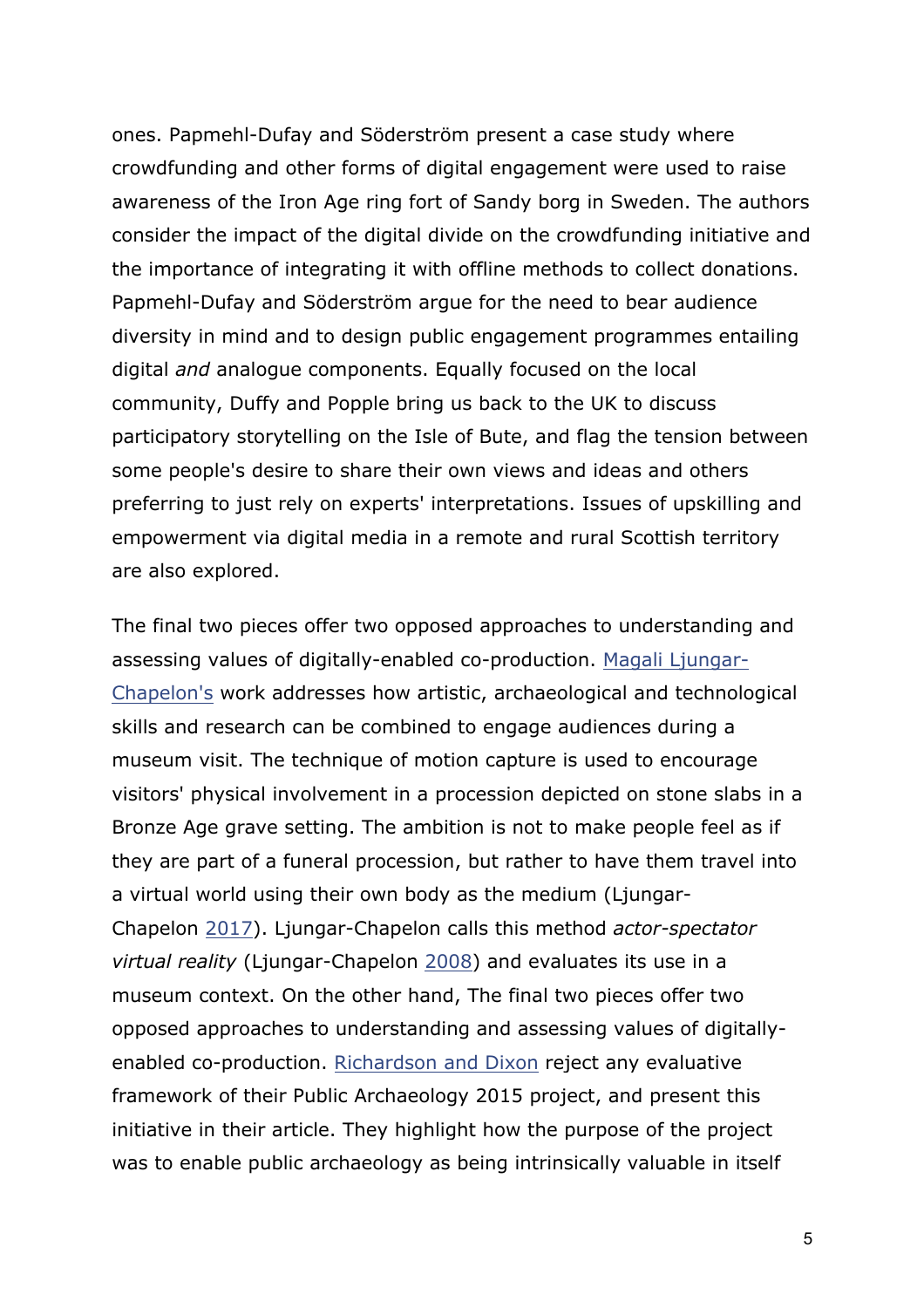ones. Papmehl-Dufay and Söderström present a case study where crowdfunding and other forms of digital engagement were used to raise awareness of the Iron Age ring fort of Sandy borg in Sweden. The authors consider the impact of the digital divide on the crowdfunding initiative and the importance of integrating it with offline methods to collect donations. Papmehl-Dufay and Söderström argue for the need to bear audience diversity in mind and to design public engagement programmes entailing digital *and* analogue components. Equally focused on the local community, Duffy and Popple bring us back to the UK to discuss participatory storytelling on the Isle of Bute, and flag the tension between some people's desire to share their own views and ideas and others preferring to just rely on experts' interpretations. Issues of upskilling and empowerment via digital media in a remote and rural Scottish territory are also explored.

The final two pieces offer two opposed approaches to understanding and assessing values of digitally-enabled co-production. Magali Ljungar-Chapelon's work addresses how artistic, archaeological and technological skills and research can be combined to engage audiences during a museum visit. The technique of motion capture is used to encourage visitors' physical involvement in a procession depicted on stone slabs in a Bronze Age grave setting. The ambition is not to make people feel as if they are part of a funeral procession, but rather to have them travel into a virtual world using their own body as the medium (Ljungar-Chapelon 2017). Ljungar-Chapelon calls this method *actor-spectator virtual reality* (Ljungar-Chapelon 2008) and evaluates its use in a museum context. On the other hand, The final two pieces offer two opposed approaches to understanding and assessing values of digitally-enabled co-production. Richardson and Dixon reject any evaluative framework of their Public Archaeology 2015 project, and present this initiative in their article. They highlight how the purpose of the project was to enable public archaeology as being intrinsically valuable in itself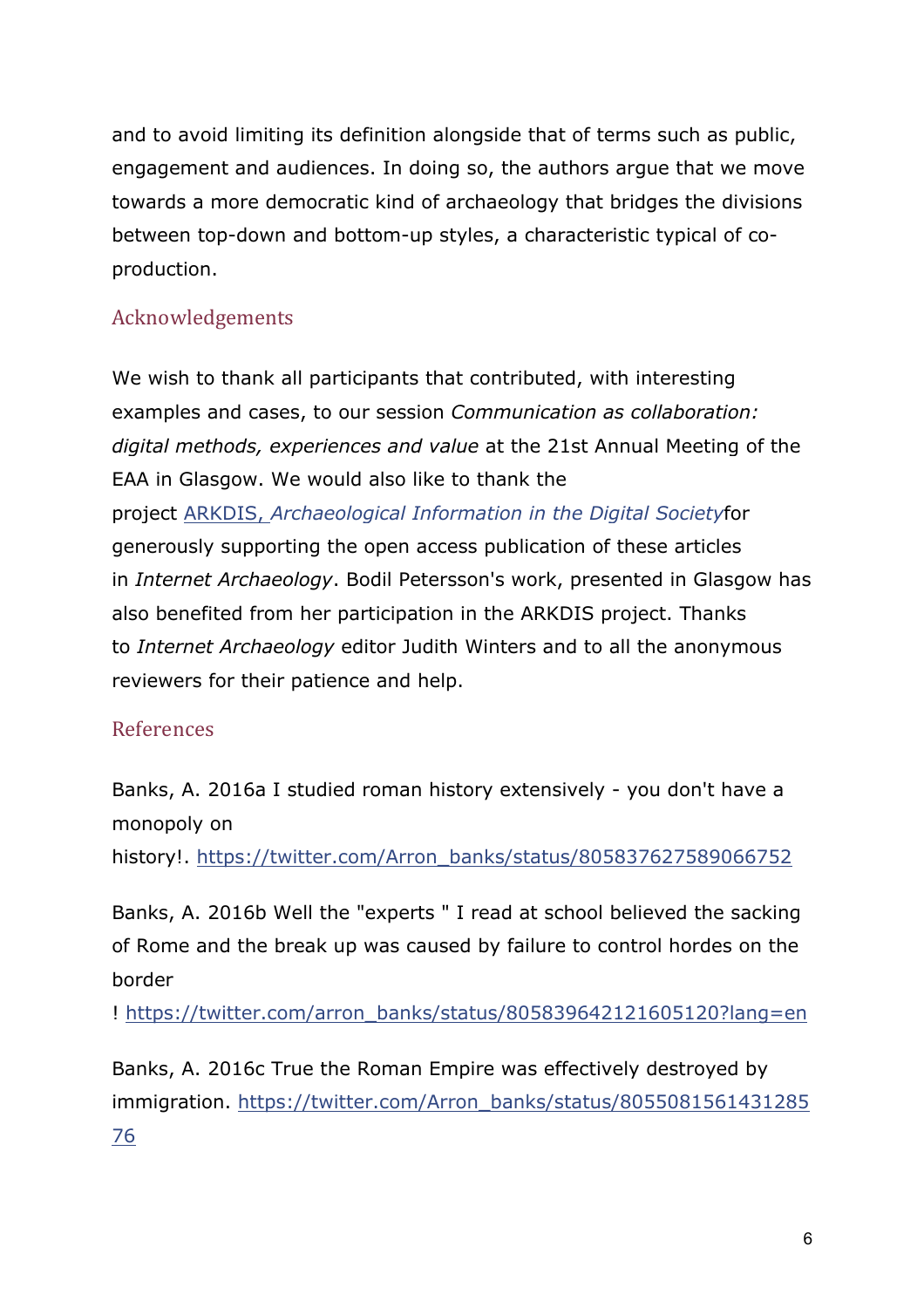and to avoid limiting its definition alongside that of terms such as public, engagement and audiences. In doing so, the authors argue that we move towards a more democratic kind of archaeology that bridges the divisions between top-down and bottom-up styles, a characteristic typical of co-production.

## Acknowledgements

We wish to thank all participants that contributed, with interesting examples and cases, to our session *Communication as collaboration: digital methods, experiences and value* at the 21st Annual Meeting of the EAA in Glasgow. We would also like to thank the project [ARKDIS, *Archaeological Information in the Digital Society*]for generously supporting the open access publication of these articles in *Internet Archaeology*. Bodil Petersson's work, presented in Glasgow has also benefited from her participation in the ARKDIS project. Thanks to *Internet Archaeology* editor Judith Winters and to all the anonymous reviewers for their patience and help.

## References

Banks, A. 2016a I studied roman history extensively - you don't have a monopoly on history!. https://twitter.com/Arron_banks/status/805837627589066752

Banks, A. 2016b Well the "experts " I read at school believed the sacking of Rome and the break up was caused by failure to control hordes on the border ! https://twitter.com/arron_banks/status/805839642121605120?lang=en

Banks, A. 2016c True the Roman Empire was effectively destroyed by immigration. https://twitter.com/Arron_banks/status/805508156143128576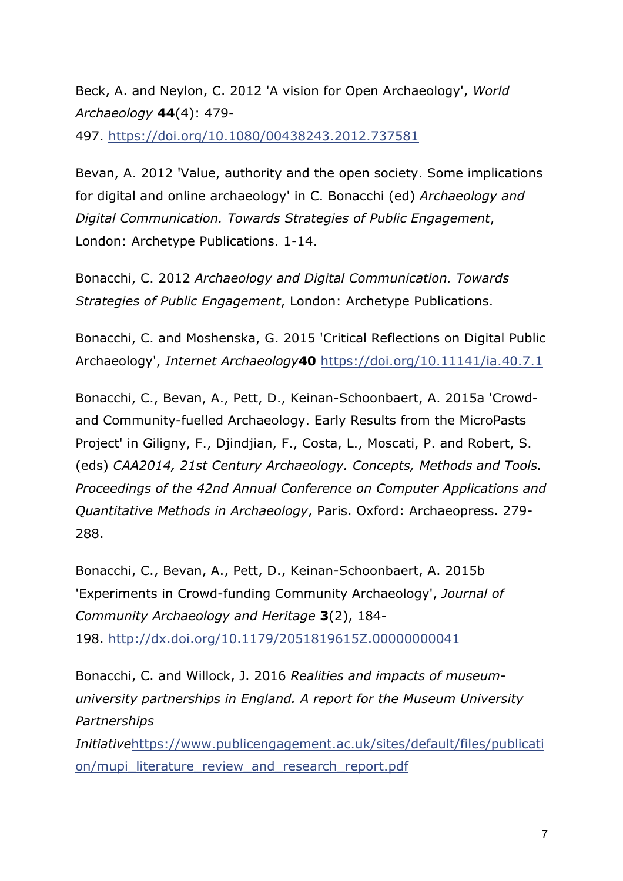Beck, A. and Neylon, C. 2012 'A vision for Open Archaeology', *World Archaeology* **44**(4): 479-497. https://doi.org/10.1080/00438243.2012.737581

Bevan, A. 2012 'Value, authority and the open society. Some implications for digital and online archaeology' in C. Bonacchi (ed) *Archaeology and Digital Communication. Towards Strategies of Public Engagement*, London: Archetype Publications. 1-14.

Bonacchi, C. 2012 *Archaeology and Digital Communication. Towards Strategies of Public Engagement*, London: Archetype Publications.

Bonacchi, C. and Moshenska, G. 2015 'Critical Reflections on Digital Public Archaeology', *Internet Archaeology***40** https://doi.org/10.11141/ia.40.7.1

Bonacchi, C., Bevan, A., Pett, D., Keinan-Schoonbaert, A. 2015a 'Crowd- and Community-fuelled Archaeology. Early Results from the MicroPasts Project' in Giligny, F., Djindjian, F., Costa, L., Moscati, P. and Robert, S. (eds) *CAA2014, 21st Century Archaeology. Concepts, Methods and Tools. Proceedings of the 42nd Annual Conference on Computer Applications and Quantitative Methods in Archaeology*, Paris. Oxford: Archaeopress. 279-288.

Bonacchi, C., Bevan, A., Pett, D., Keinan-Schoonbaert, A. 2015b 'Experiments in Crowd-funding Community Archaeology', *Journal of Community Archaeology and Heritage* **3**(2), 184-198. http://dx.doi.org/10.1179/2051819615Z.00000000041

Bonacchi, C. and Willock, J. 2016 *Realities and impacts of museum-university partnerships in England. A report for the Museum University Partnerships Initiative*https://www.publicengagement.ac.uk/sites/default/files/publication/mupi_literature_review_and_research_report.pdf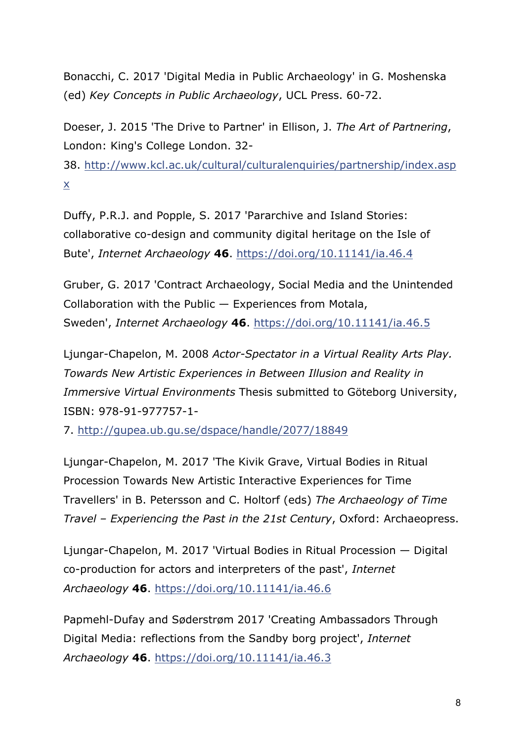Bonacchi, C. 2017 'Digital Media in Public Archaeology' in G. Moshenska (ed) *Key Concepts in Public Archaeology*, UCL Press. 60-72.

Doeser, J. 2015 'The Drive to Partner' in Ellison, J. *The Art of Partnering*, London: King's College London. 32-38. http://www.kcl.ac.uk/cultural/culturalenquiries/partnership/index.aspx

Duffy, P.R.J. and Popple, S. 2017 'Pararchive and Island Stories: collaborative co-design and community digital heritage on the Isle of Bute', *Internet Archaeology* **46**. https://doi.org/10.11141/ia.46.4

Gruber, G. 2017 'Contract Archaeology, Social Media and the Unintended Collaboration with the Public — Experiences from Motala, Sweden', *Internet Archaeology* **46**. https://doi.org/10.11141/ia.46.5

Ljungar-Chapelon, M. 2008 *Actor-Spectator in a Virtual Reality Arts Play. Towards New Artistic Experiences in Between Illusion and Reality in Immersive Virtual Environments* Thesis submitted to Göteborg University, ISBN: 978-91-977757-1-7. http://gupea.ub.gu.se/dspace/handle/2077/18849

Ljungar-Chapelon, M. 2017 'The Kivik Grave, Virtual Bodies in Ritual Procession Towards New Artistic Interactive Experiences for Time Travellers' in B. Petersson and C. Holtorf (eds) *The Archaeology of Time Travel – Experiencing the Past in the 21st Century*, Oxford: Archaeopress.

Ljungar-Chapelon, M. 2017 'Virtual Bodies in Ritual Procession — Digital co-production for actors and interpreters of the past', *Internet Archaeology* **46**. https://doi.org/10.11141/ia.46.6

Papmehl-Dufay and Søderstrøm 2017 'Creating Ambassadors Through Digital Media: reflections from the Sandby borg project', *Internet Archaeology* **46**. https://doi.org/10.11141/ia.46.3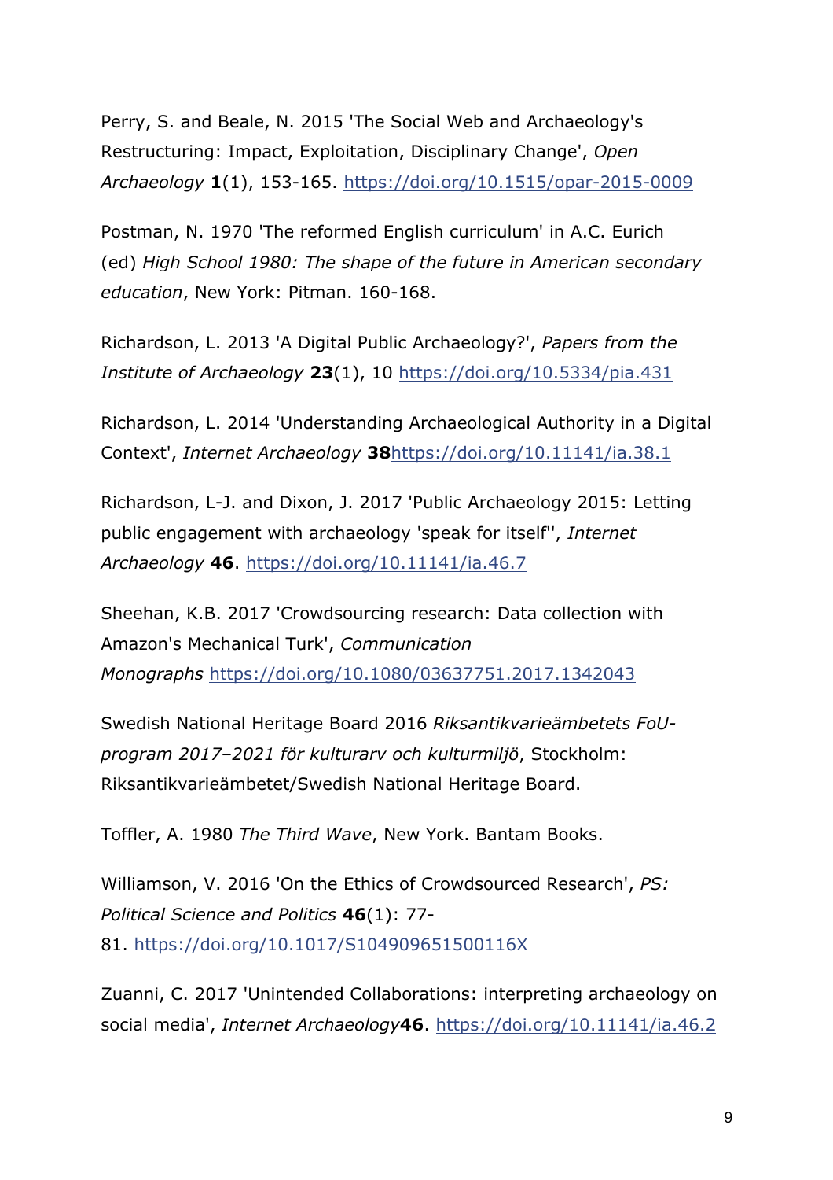Perry, S. and Beale, N. 2015 'The Social Web and Archaeology's Restructuring: Impact, Exploitation, Disciplinary Change', *Open Archaeology* **1**(1), 153-165. https://doi.org/10.1515/opar-2015-0009

Postman, N. 1970 'The reformed English curriculum' in A.C. Eurich (ed) *High School 1980: The shape of the future in American secondary education*, New York: Pitman. 160-168.

Richardson, L. 2013 'A Digital Public Archaeology?', *Papers from the Institute of Archaeology* **23**(1), 10 https://doi.org/10.5334/pia.431

Richardson, L. 2014 'Understanding Archaeological Authority in a Digital Context', *Internet Archaeology* **38**https://doi.org/10.11141/ia.38.1

Richardson, L-J. and Dixon, J. 2017 'Public Archaeology 2015: Letting public engagement with archaeology 'speak for itself'', *Internet Archaeology* **46**. https://doi.org/10.11141/ia.46.7

Sheehan, K.B. 2017 'Crowdsourcing research: Data collection with Amazon's Mechanical Turk', *Communication Monographs* https://doi.org/10.1080/03637751.2017.1342043

Swedish National Heritage Board 2016 *Riksantikvarieämbetets FoU-program 2017–2021 för kulturarv och kulturmiljö*, Stockholm: Riksantikvarieämbetet/Swedish National Heritage Board.

Toffler, A. 1980 *The Third Wave*, New York. Bantam Books.

Williamson, V. 2016 'On the Ethics of Crowdsourced Research', *PS: Political Science and Politics* **46**(1): 77-81. https://doi.org/10.1017/S104909651500116X

Zuanni, C. 2017 'Unintended Collaborations: interpreting archaeology on social media', *Internet Archaeology***46**. https://doi.org/10.11141/ia.46.2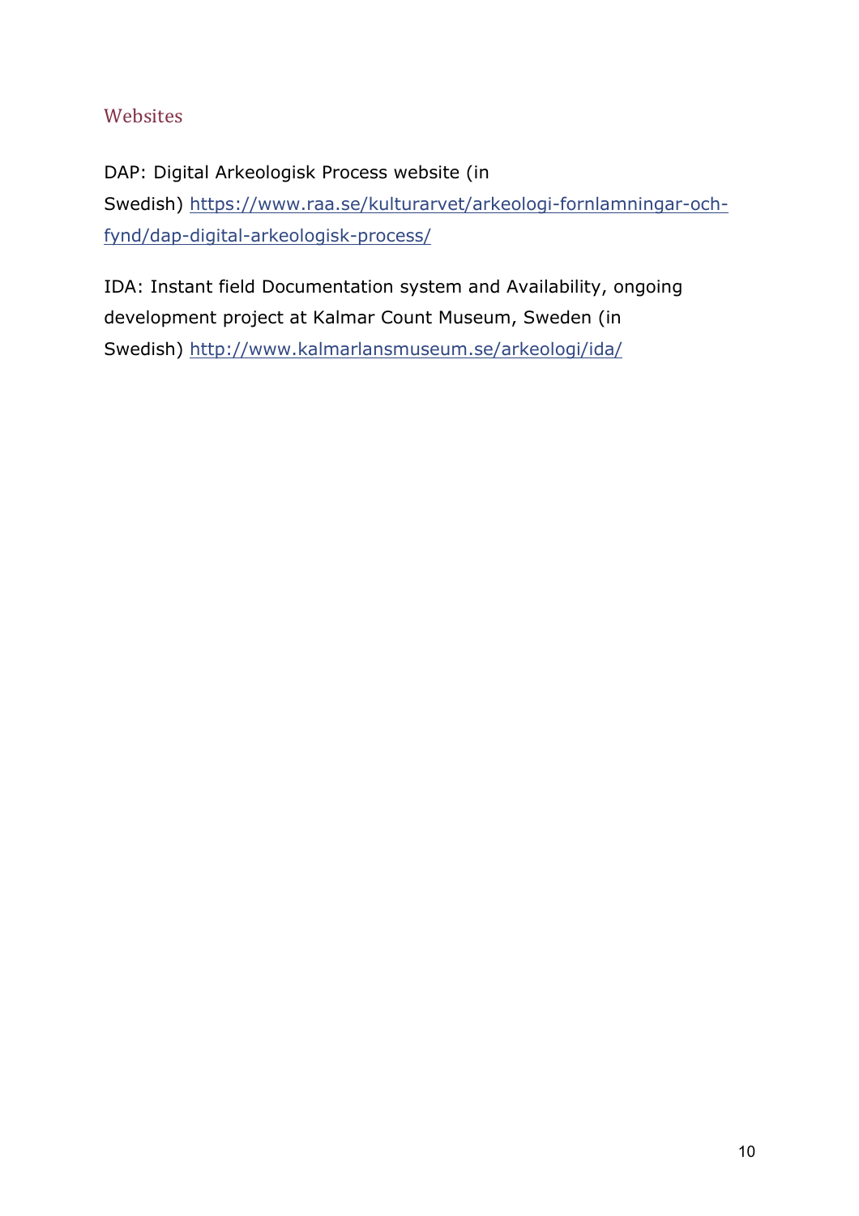## Websites

DAP: Digital Arkeologisk Process website (in Swedish) https://www.raa.se/kulturarvet/arkeologi-fornlamningar-och-fynd/dap-digital-arkeologisk-process/

IDA: Instant field Documentation system and Availability, ongoing development project at Kalmar Count Museum, Sweden (in Swedish) http://www.kalmarlansmuseum.se/arkeologi/ida/